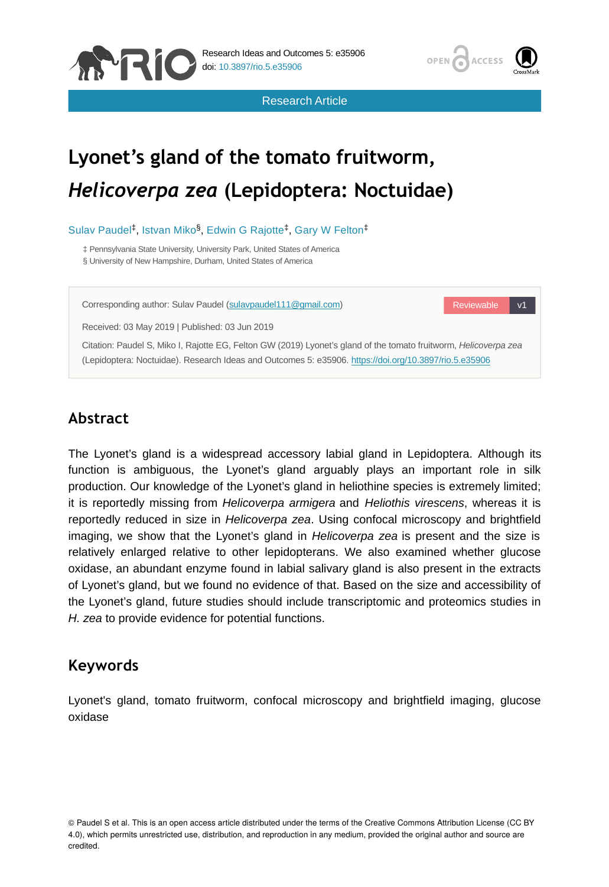Research Article

# Lyonet's gland of the tomato fruitworm, *Helicoverpa zea* (Lepidoptera: Noctuidae)

Sulav Paudel[‡], Istvan Miko[§], Edwin G Rajotte[‡], Gary W Felton[‡]

‡ Pennsylvania State University, University Park, United States of America
§ University of New Hampshire, Durham, United States of America

Corresponding author: Sulav Paudel (sulavpaudel111@gmail.com)

Reviewable v1

Received: 03 May 2019 | Published: 03 Jun 2019

Citation: Paudel S, Miko I, Rajotte EG, Felton GW (2019) Lyonet's gland of the tomato fruitworm, *Helicoverpa zea* (Lepidoptera: Noctuidae). Research Ideas and Outcomes 5: e35906. https://doi.org/10.3897/rio.5.e35906

## Abstract

The Lyonet's gland is a widespread accessory labial gland in Lepidoptera. Although its function is ambiguous, the Lyonet's gland arguably plays an important role in silk production. Our knowledge of the Lyonet's gland in heliothine species is extremely limited; it is reportedly missing from *Helicoverpa armigera* and *Heliothis virescens*, whereas it is reportedly reduced in size in *Helicoverpa zea*. Using confocal microscopy and brightfield imaging, we show that the Lyonet's gland in *Helicoverpa zea* is present and the size is relatively enlarged relative to other lepidopterans. We also examined whether glucose oxidase, an abundant enzyme found in labial salivary gland is also present in the extracts of Lyonet's gland, but we found no evidence of that. Based on the size and accessibility of the Lyonet's gland, future studies should include transcriptomic and proteomics studies in *H. zea* to provide evidence for potential functions.

## Keywords

Lyonet's gland, tomato fruitworm, confocal microscopy and brightfield imaging, glucose oxidase

© Paudel S et al. This is an open access article distributed under the terms of the Creative Commons Attribution License (CC BY 4.0), which permits unrestricted use, distribution, and reproduction in any medium, provided the original author and source are credited.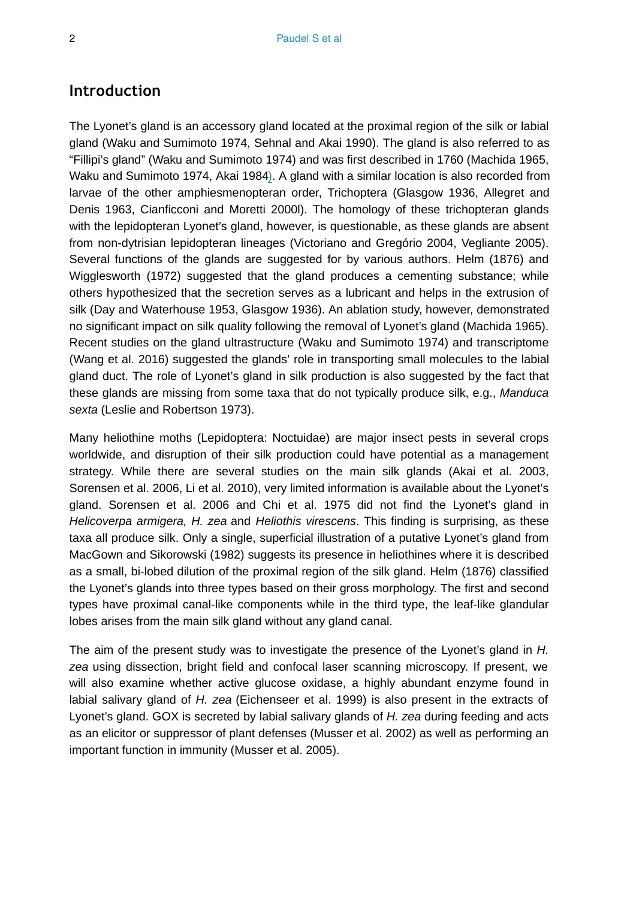## Introduction

The Lyonet's gland is an accessory gland located at the proximal region of the silk or labial gland (Waku and Sumimoto 1974, Sehnal and Akai 1990). The gland is also referred to as "Fillipi's gland" (Waku and Sumimoto 1974) and was first described in 1760 (Machida 1965, Waku and Sumimoto 1974, Akai 1984). A gland with a similar location is also recorded from larvae of the other amphiesmenopteran order, Trichoptera (Glasgow 1936, Allegret and Denis 1963, Cianficconi and Moretti 2000l). The homology of these trichopteran glands with the lepidopteran Lyonet's gland, however, is questionable, as these glands are absent from non-dytrisian lepidopteran lineages (Victoriano and Gregório 2004, Vegliante 2005). Several functions of the glands are suggested for by various authors. Helm (1876) and Wigglesworth (1972) suggested that the gland produces a cementing substance; while others hypothesized that the secretion serves as a lubricant and helps in the extrusion of silk (Day and Waterhouse 1953, Glasgow 1936). An ablation study, however, demonstrated no significant impact on silk quality following the removal of Lyonet's gland (Machida 1965). Recent studies on the gland ultrastructure (Waku and Sumimoto 1974) and transcriptome (Wang et al. 2016) suggested the glands' role in transporting small molecules to the labial gland duct. The role of Lyonet's gland in silk production is also suggested by the fact that these glands are missing from some taxa that do not typically produce silk, e.g., *Manduca sexta* (Leslie and Robertson 1973).

Many heliothine moths (Lepidoptera: Noctuidae) are major insect pests in several crops worldwide, and disruption of their silk production could have potential as a management strategy. While there are several studies on the main silk glands (Akai et al. 2003, Sorensen et al. 2006, Li et al. 2010), very limited information is available about the Lyonet's gland. Sorensen et al. 2006 and Chi et al. 1975 did not find the Lyonet's gland in *Helicoverpa armigera, H. zea* and *Heliothis virescens*. This finding is surprising, as these taxa all produce silk. Only a single, superficial illustration of a putative Lyonet's gland from MacGown and Sikorowski (1982) suggests its presence in heliothines where it is described as a small, bi-lobed dilution of the proximal region of the silk gland. Helm (1876) classified the Lyonet's glands into three types based on their gross morphology. The first and second types have proximal canal-like components while in the third type, the leaf-like glandular lobes arises from the main silk gland without any gland canal.

The aim of the present study was to investigate the presence of the Lyonet's gland in *H. zea* using dissection, bright field and confocal laser scanning microscopy. If present, we will also examine whether active glucose oxidase, a highly abundant enzyme found in labial salivary gland of *H. zea* (Eichenseer et al. 1999) is also present in the extracts of Lyonet's gland. GOX is secreted by labial salivary glands of *H. zea* during feeding and acts as an elicitor or suppressor of plant defenses (Musser et al. 2002) as well as performing an important function in immunity (Musser et al. 2005).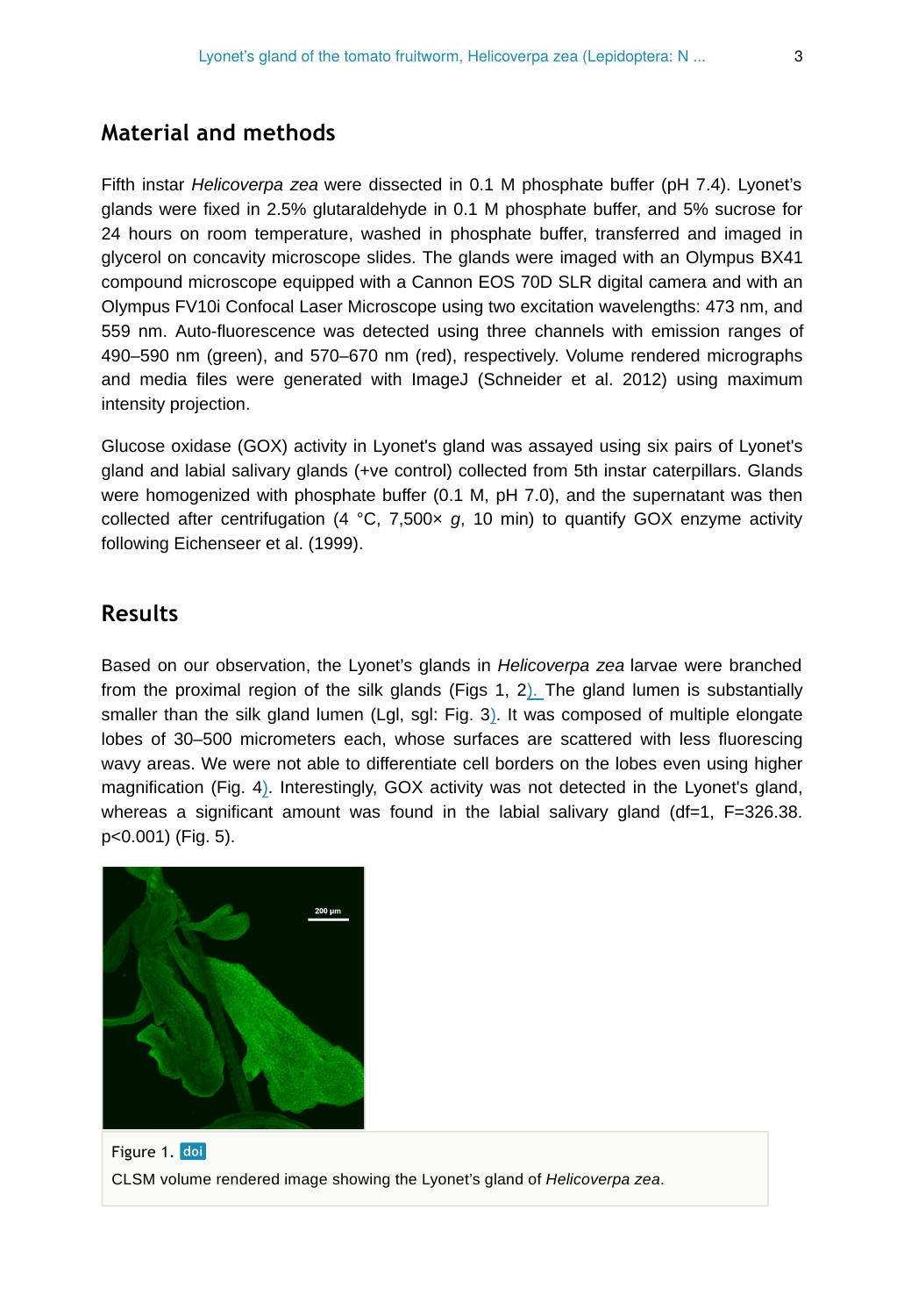## Material and methods

Fifth instar *Helicoverpa zea* were dissected in 0.1 M phosphate buffer (pH 7.4). Lyonet's glands were fixed in 2.5% glutaraldehyde in 0.1 M phosphate buffer, and 5% sucrose for 24 hours on room temperature, washed in phosphate buffer, transferred and imaged in glycerol on concavity microscope slides. The glands were imaged with an Olympus BX41 compound microscope equipped with a Cannon EOS 70D SLR digital camera and with an Olympus FV10i Confocal Laser Microscope using two excitation wavelengths: 473 nm, and 559 nm. Auto-fluorescence was detected using three channels with emission ranges of 490–590 nm (green), and 570–670 nm (red), respectively. Volume rendered micrographs and media files were generated with ImageJ (Schneider et al. 2012) using maximum intensity projection.

Glucose oxidase (GOX) activity in Lyonet's gland was assayed using six pairs of Lyonet's gland and labial salivary glands (+ve control) collected from 5th instar caterpillars. Glands were homogenized with phosphate buffer (0.1 M, pH 7.0), and the supernatant was then collected after centrifugation (4 °C, 7,500× *g*, 10 min) to quantify GOX enzyme activity following Eichenseer et al. (1999).

## Results

Based on our observation, the Lyonet's glands in *Helicoverpa zea* larvae were branched from the proximal region of the silk glands (Figs 1, 2). The gland lumen is substantially smaller than the silk gland lumen (Lgl, sgl: Fig. 3). It was composed of multiple elongate lobes of 30–500 micrometers each, whose surfaces are scattered with less fluorescing wavy areas. We were not able to differentiate cell borders on the lobes even using higher magnification (Fig. 4). Interestingly, GOX activity was not detected in the Lyonet's gland, whereas a significant amount was found in the labial salivary gland (df=1, F=326.38. $p<0.001$) (Fig. 5).

Figure 1. doi

CLSM volume rendered image showing the Lyonet's gland of *Helicoverpa zea*.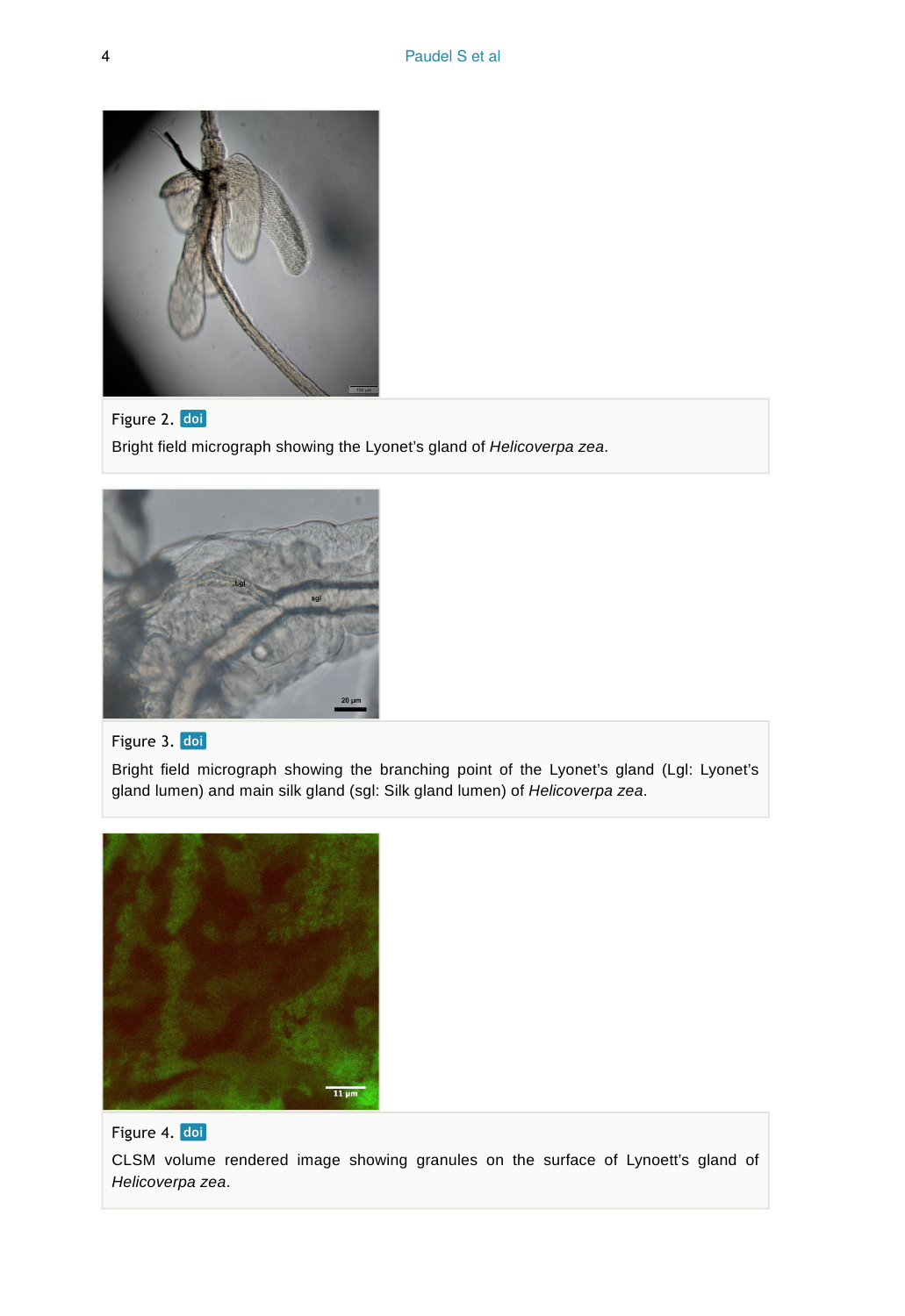Figure 2. doi

Bright field micrograph showing the Lyonet's gland of *Helicoverpa zea*.

Figure 3. doi

Bright field micrograph showing the branching point of the Lyonet's gland (Lgl: Lyonet's gland lumen) and main silk gland (sgl: Silk gland lumen) of *Helicoverpa zea*.

Figure 4. doi

CLSM volume rendered image showing granules on the surface of Lynoett's gland of *Helicoverpa zea*.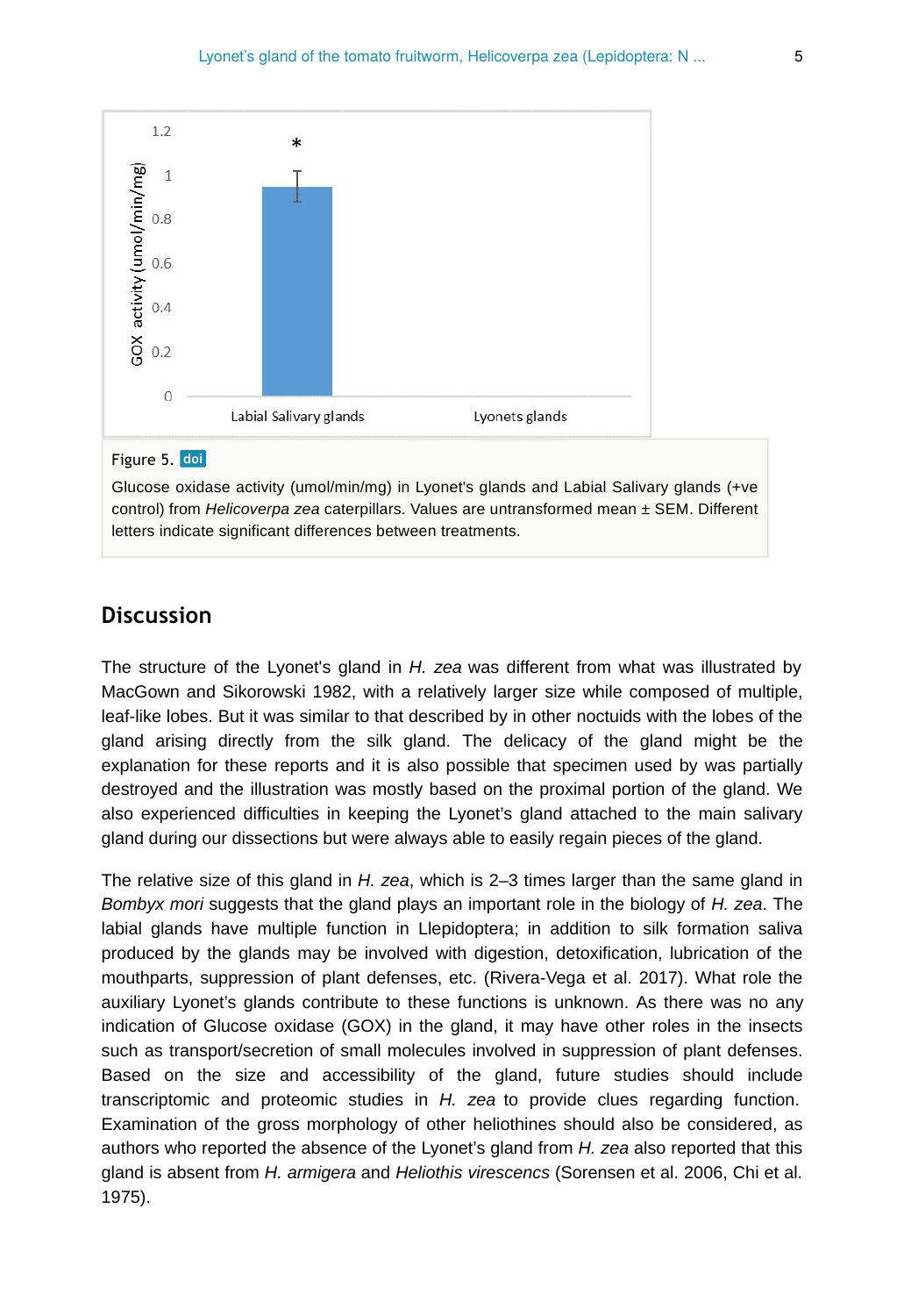Figure 5. doi

Glucose oxidase activity (umol/min/mg) in Lyonet's glands and Labial Salivary glands (+ve control) from *Helicoverpa zea* caterpillars. Values are untransformed mean ± SEM. Different letters indicate significant differences between treatments.

## Discussion

The structure of the Lyonet's gland in *H. zea* was different from what was illustrated by MacGown and Sikorowski 1982, with a relatively larger size while composed of multiple, leaf-like lobes. But it was similar to that described by in other noctuids with the lobes of the gland arising directly from the silk gland. The delicacy of the gland might be the explanation for these reports and it is also possible that specimen used by was partially destroyed and the illustration was mostly based on the proximal portion of the gland. We also experienced difficulties in keeping the Lyonet's gland attached to the main salivary gland during our dissections but were always able to easily regain pieces of the gland.

The relative size of this gland in *H. zea*, which is 2–3 times larger than the same gland in *Bombyx mori* suggests that the gland plays an important role in the biology of *H. zea*. The labial glands have multiple function in Llepidoptera; in addition to silk formation saliva produced by the glands may be involved with digestion, detoxification, lubrication of the mouthparts, suppression of plant defenses, etc. (Rivera-Vega et al. 2017). What role the auxiliary Lyonet's glands contribute to these functions is unknown. As there was no any indication of Glucose oxidase (GOX) in the gland, it may have other roles in the insects such as transport/secretion of small molecules involved in suppression of plant defenses. Based on the size and accessibility of the gland, future studies should include transcriptomic and proteomic studies in *H. zea* to provide clues regarding function. Examination of the gross morphology of other heliothines should also be considered, as authors who reported the absence of the Lyonet's gland from *H. zea* also reported that this gland is absent from *H. armigera* and *Heliothis virescencs* (Sorensen et al. 2006, Chi et al. 1975).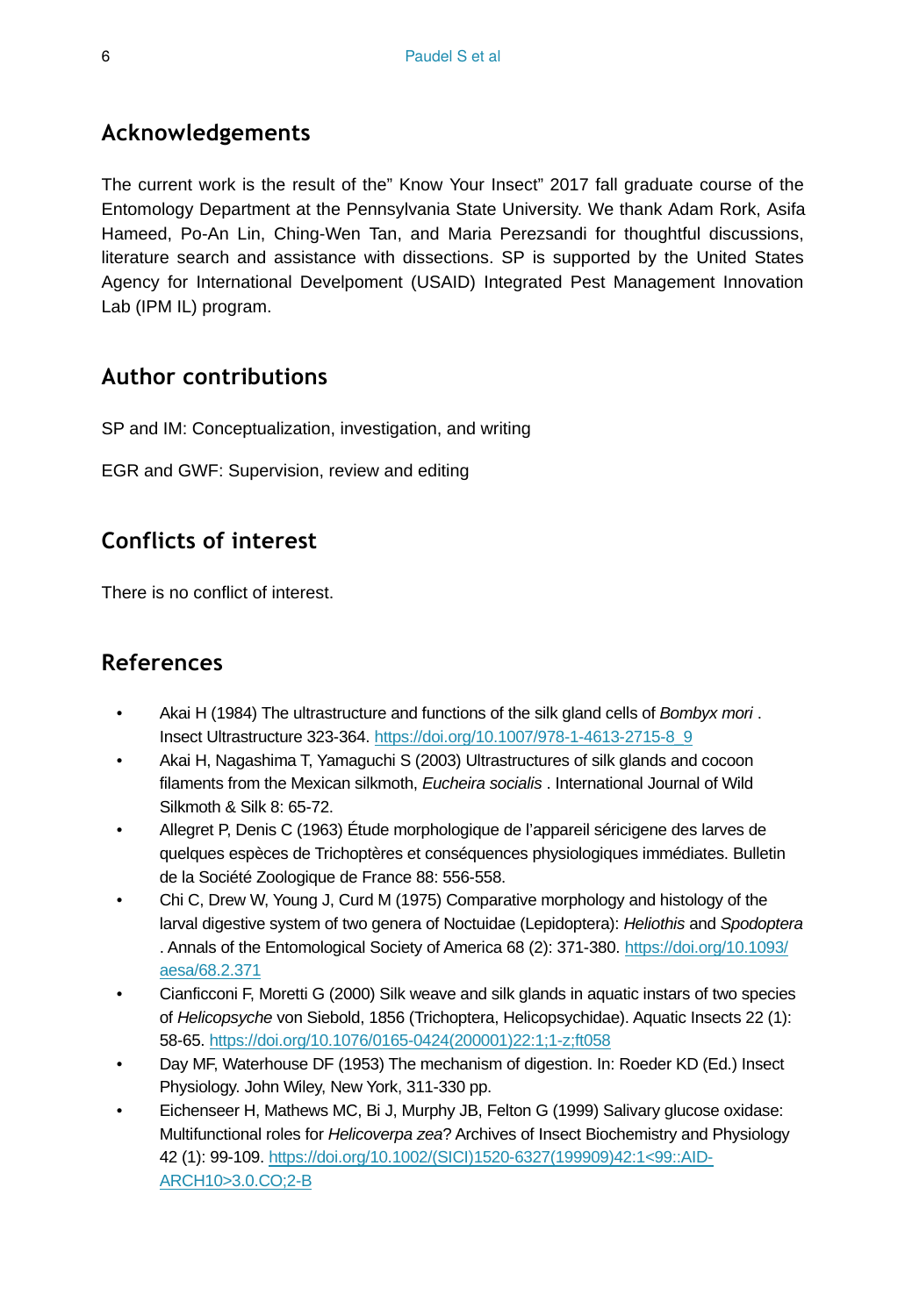## Acknowledgements

The current work is the result of the" Know Your Insect" 2017 fall graduate course of the Entomology Department at the Pennsylvania State University. We thank Adam Rork, Asifa Hameed, Po-An Lin, Ching-Wen Tan, and Maria Perezsandi for thoughtful discussions, literature search and assistance with dissections. SP is supported by the United States Agency for International Develpoment (USAID) Integrated Pest Management Innovation Lab (IPM IL) program.

## Author contributions

SP and IM: Conceptualization, investigation, and writing

EGR and GWF: Supervision, review and editing

## Conflicts of interest

There is no conflict of interest.

## References

- Akai H (1984) The ultrastructure and functions of the silk gland cells of *Bombyx mori* . Insect Ultrastructure 323-364. https://doi.org/10.1007/978-1-4613-2715-8_9
- Akai H, Nagashima T, Yamaguchi S (2003) Ultrastructures of silk glands and cocoon filaments from the Mexican silkmoth, *Eucheira socialis* . International Journal of Wild Silkmoth & Silk 8: 65-72.
- Allegret P, Denis C (1963) Étude morphologique de l'appareil séricigene des larves de quelques espèces de Trichoptères et conséquences physiologiques immédiates. Bulletin de la Société Zoologique de France 88: 556-558.
- Chi C, Drew W, Young J, Curd M (1975) Comparative morphology and histology of the larval digestive system of two genera of Noctuidae (Lepidoptera): *Heliothis* and *Spodoptera* . Annals of the Entomological Society of America 68 (2): 371-380. https://doi.org/10.1093/aesa/68.2.371
- Cianficconi F, Moretti G (2000) Silk weave and silk glands in aquatic instars of two species of *Helicopsyche* von Siebold, 1856 (Trichoptera, Helicopsychidae). Aquatic Insects 22 (1): 58-65. https://doi.org/10.1076/0165-0424(200001)22:1;1-z;ft058
- Day MF, Waterhouse DF (1953) The mechanism of digestion. In: Roeder KD (Ed.) Insect Physiology. John Wiley, New York, 311-330 pp.
- Eichenseer H, Mathews MC, Bi J, Murphy JB, Felton G (1999) Salivary glucose oxidase: Multifunctional roles for *Helicoverpa zea*? Archives of Insect Biochemistry and Physiology 42 (1): 99-109. https://doi.org/10.1002/(SICI)1520-6327(199909)42:1<99::AID-ARCH10>3.0.CO;2-B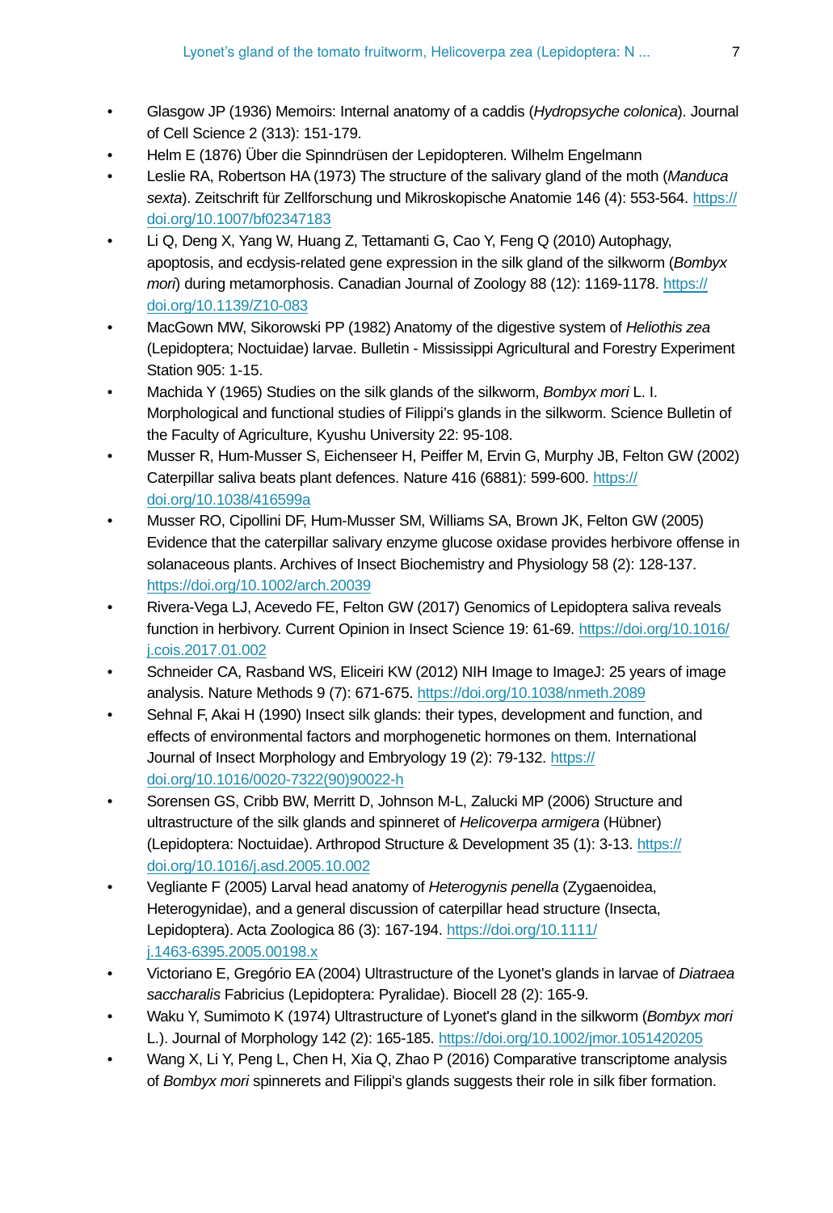- Glasgow JP (1936) Memoirs: Internal anatomy of a caddis (*Hydropsyche colonica*). Journal of Cell Science 2 (313): 151-179.
- Helm E (1876) Über die Spinndrüsen der Lepidopteren. Wilhelm Engelmann
- Leslie RA, Robertson HA (1973) The structure of the salivary gland of the moth (*Manduca sexta*). Zeitschrift für Zellforschung und Mikroskopische Anatomie 146 (4): 553-564. https://doi.org/10.1007/bf02347183
- Li Q, Deng X, Yang W, Huang Z, Tettamanti G, Cao Y, Feng Q (2010) Autophagy, apoptosis, and ecdysis-related gene expression in the silk gland of the silkworm (*Bombyx mori*) during metamorphosis. Canadian Journal of Zoology 88 (12): 1169-1178. https://doi.org/10.1139/Z10-083
- MacGown MW, Sikorowski PP (1982) Anatomy of the digestive system of *Heliothis zea* (Lepidoptera; Noctuidae) larvae. Bulletin - Mississippi Agricultural and Forestry Experiment Station 905: 1-15.
- Machida Y (1965) Studies on the silk glands of the silkworm, *Bombyx mori* L. I. Morphological and functional studies of Filippi's glands in the silkworm. Science Bulletin of the Faculty of Agriculture, Kyushu University 22: 95-108.
- Musser R, Hum-Musser S, Eichenseer H, Peiffer M, Ervin G, Murphy JB, Felton GW (2002) Caterpillar saliva beats plant defences. Nature 416 (6881): 599-600. https://doi.org/10.1038/416599a
- Musser RO, Cipollini DF, Hum-Musser SM, Williams SA, Brown JK, Felton GW (2005) Evidence that the caterpillar salivary enzyme glucose oxidase provides herbivore offense in solanaceous plants. Archives of Insect Biochemistry and Physiology 58 (2): 128-137. https://doi.org/10.1002/arch.20039
- Rivera-Vega LJ, Acevedo FE, Felton GW (2017) Genomics of Lepidoptera saliva reveals function in herbivory. Current Opinion in Insect Science 19: 61-69. https://doi.org/10.1016/j.cois.2017.01.002
- Schneider CA, Rasband WS, Eliceiri KW (2012) NIH Image to ImageJ: 25 years of image analysis. Nature Methods 9 (7): 671-675. https://doi.org/10.1038/nmeth.2089
- Sehnal F, Akai H (1990) Insect silk glands: their types, development and function, and effects of environmental factors and morphogenetic hormones on them. International Journal of Insect Morphology and Embryology 19 (2): 79-132. https://doi.org/10.1016/0020-7322(90)90022-h
- Sorensen GS, Cribb BW, Merritt D, Johnson M-L, Zalucki MP (2006) Structure and ultrastructure of the silk glands and spinneret of *Helicoverpa armigera* (Hübner) (Lepidoptera: Noctuidae). Arthropod Structure & Development 35 (1): 3-13. https://doi.org/10.1016/j.asd.2005.10.002
- Vegliante F (2005) Larval head anatomy of *Heterogynis penella* (Zygaenoidea, Heterogynidae), and a general discussion of caterpillar head structure (Insecta, Lepidoptera). Acta Zoologica 86 (3): 167-194. https://doi.org/10.1111/j.1463-6395.2005.00198.x
- Victoriano E, Gregório EA (2004) Ultrastructure of the Lyonet's glands in larvae of *Diatraea saccharalis* Fabricius (Lepidoptera: Pyralidae). Biocell 28 (2): 165-9.
- Waku Y, Sumimoto K (1974) Ultrastructure of Lyonet's gland in the silkworm (*Bombyx mori* L.). Journal of Morphology 142 (2): 165-185. https://doi.org/10.1002/jmor.1051420205
- Wang X, Li Y, Peng L, Chen H, Xia Q, Zhao P (2016) Comparative transcriptome analysis of *Bombyx mori* spinnerets and Filippi's glands suggests their role in silk fiber formation.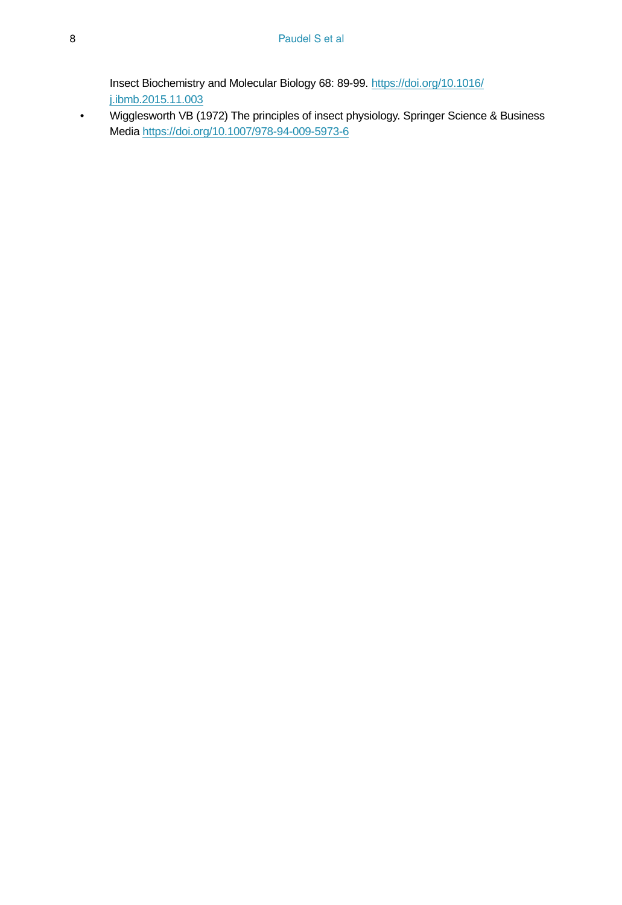Insect Biochemistry and Molecular Biology 68: 89-99. https://doi.org/10.1016/j.ibmb.2015.11.003

- Wigglesworth VB (1972) The principles of insect physiology. Springer Science & Business Media https://doi.org/10.1007/978-94-009-5973-6